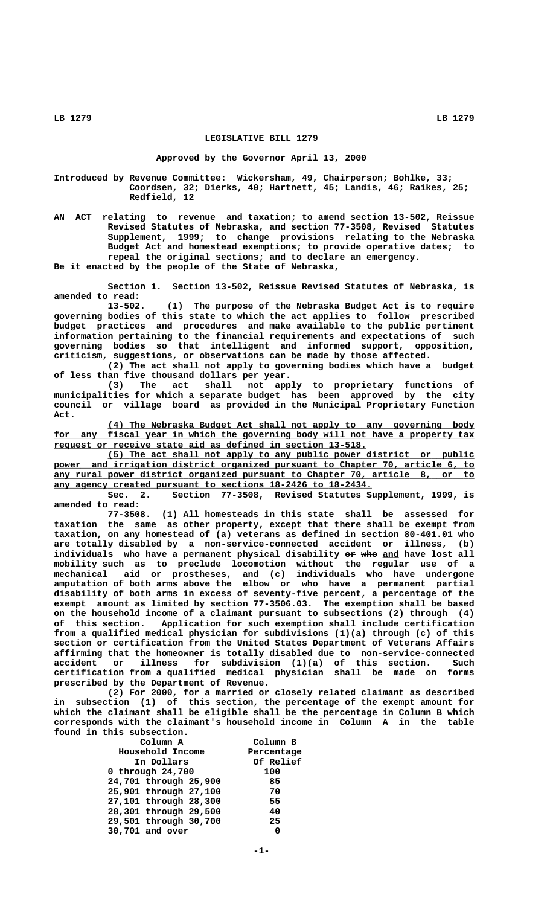# LEGISLATIVE BILL 1279

Approved by the Governor April 13, 2000

Introduced by Revenue Committee: Wickersham, 49, Chairperson; Bohlke, 33; Coordsen, 32; Dierks, 40; Hartnett, 45; Landis, 46; Raikes, 25; Redfield, 12

AN ACT relating to revenue and taxation; to amend section 13-502, Reissue Revised Statutes of Nebraska, and section 77-3508, Revised Statutes Supplement, 1999; to change provisions relating to the Nebraska Budget Act and homestead exemptions; to provide operative dates; to repeal the original sections; and to declare an emergency.

Be it enacted by the people of the State of Nebraska,

Section 1. Section 13-502, Reissue Revised Statutes of Nebraska, is amended to read:

13-502. (1) The purpose of the Nebraska Budget Act is to require governing bodies of this state to which the act applies to follow prescribed budget practices and procedures and make available to the public pertinent information pertaining to the financial requirements and expectations of such governing bodies so that intelligent and informed support, opposition, criticism, suggestions, or observations can be made by those affected.

(2) The act shall not apply to governing bodies which have a budget of less than five thousand dollars per year.

(3) The act shall not apply to proprietary functions of municipalities for which a separate budget has been approved by the city council or village board as provided in the Municipal Proprietary Function Act.

(4) The Nebraska Budget Act shall not apply to any governing body for any fiscal year in which the governing body will not have a property tax request or receive state aid as defined in section 13-518.

(5) The act shall not apply to any public power district or public power and irrigation district organized pursuant to Chapter 70, article 6, to any rural power district organized pursuant to Chapter 70, article 8, or to any agency created pursuant to sections 18-2426 to 18-2434.

Sec. 2. Section 77-3508, Revised Statutes Supplement, 1999, is amended to read:

77-3508. (1) All homesteads in this state shall be assessed for taxation the same as other property, except that there shall be exempt from taxation, on any homestead of (a) veterans as defined in section 80-401.01 who are totally disabled by a non-service-connected accident or illness, (b) individuals who have a permanent physical disability ~~or who~~ and have lost all mobility such as to preclude locomotion without the regular use of a mechanical aid or prostheses, and (c) individuals who have undergone amputation of both arms above the elbow or who have a permanent partial disability of both arms in excess of seventy-five percent, a percentage of the exempt amount as limited by section 77-3506.03. The exemption shall be based on the household income of a claimant pursuant to subsections (2) through (4) of this section. Application for such exemption shall include certification from a qualified medical physician for subdivisions (1)(a) through (c) of this section or certification from the United States Department of Veterans Affairs affirming that the homeowner is totally disabled due to non-service-connected accident or illness for subdivision (1)(a) of this section. Such certification from a qualified medical physician shall be made on forms prescribed by the Department of Revenue.

(2) For 2000, for a married or closely related claimant as described in subsection (1) of this section, the percentage of the exempt amount for which the claimant shall be eligible shall be the percentage in Column B which corresponds with the claimant's household income in Column A in the table found in this subsection.

| Column A Household Income In Dollars | Column B Percentage Of Relief |
|---|---|
| 0 through 24,700 | 100 |
| 24,701 through 25,900 | 85 |
| 25,901 through 27,100 | 70 |
| 27,101 through 28,300 | 55 |
| 28,301 through 29,500 | 40 |
| 29,501 through 30,700 | 25 |
| 30,701 and over | 0 |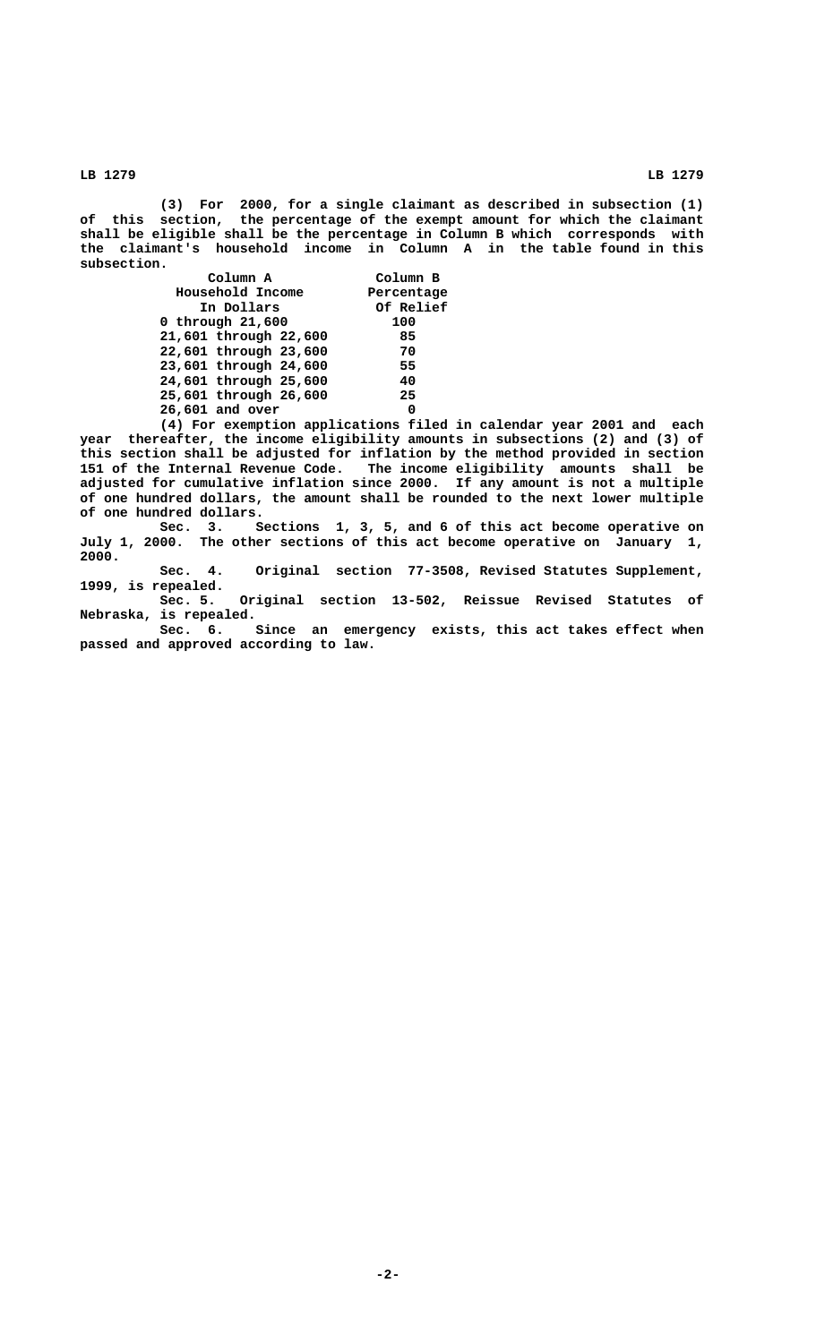(3) For 2000, for a single claimant as described in subsection (1) of this section, the percentage of the exempt amount for which the claimant shall be eligible shall be the percentage in Column B which corresponds with the claimant's household income in Column A in the table found in this subsection.

| Column A Household Income In Dollars | Column B Percentage Of Relief |
| --- | --- |
| 0 through 21,600 | 100 |
| 21,601 through 22,600 | 85 |
| 22,601 through 23,600 | 70 |
| 23,601 through 24,600 | 55 |
| 24,601 through 25,600 | 40 |
| 25,601 through 26,600 | 25 |
| 26,601 and over | 0 |

(4) For exemption applications filed in calendar year 2001 and each year thereafter, the income eligibility amounts in subsections (2) and (3) of this section shall be adjusted for inflation by the method provided in section 151 of the Internal Revenue Code. The income eligibility amounts shall be adjusted for cumulative inflation since 2000. If any amount is not a multiple of one hundred dollars, the amount shall be rounded to the next lower multiple of one hundred dollars.

Sec. 3. Sections 1, 3, 5, and 6 of this act become operative on July 1, 2000. The other sections of this act become operative on January 1, 2000.

Sec. 4. Original section 77-3508, Revised Statutes Supplement, 1999, is repealed.

Sec. 5. Original section 13-502, Reissue Revised Statutes of Nebraska, is repealed.

Sec. 6. Since an emergency exists, this act takes effect when passed and approved according to law.